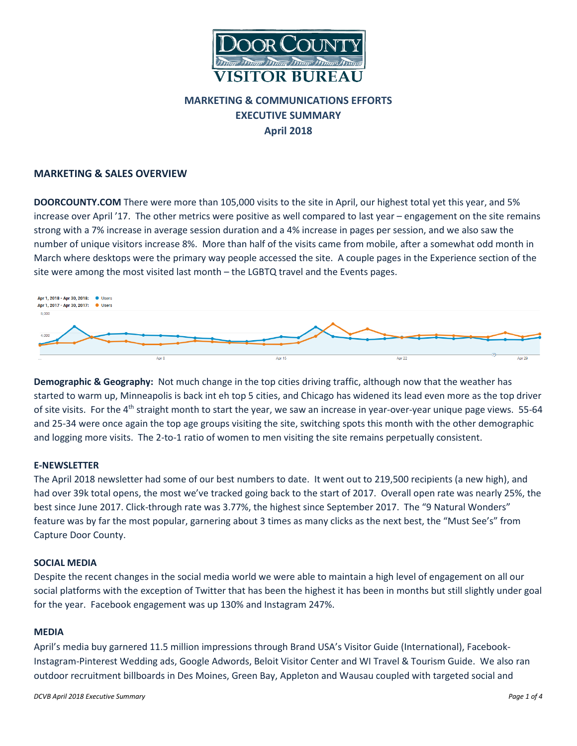# DOOR COUNTY VISITOR BUREAU

## MARKETING & COMMUNICATIONS EFFORTS
## EXECUTIVE SUMMARY
## April 2018

## MARKETING & SALES OVERVIEW

**DOORCOUNTY.COM** There were more than 105,000 visits to the site in April, our highest total yet this year, and 5% increase over April '17. The other metrics were positive as well compared to last year – engagement on the site remains strong with a 7% increase in average session duration and a 4% increase in pages per session, and we also saw the number of unique visitors increase 8%. More than half of the visits came from mobile, after a somewhat odd month in March where desktops were the primary way people accessed the site. A couple pages in the Experience section of the site were among the most visited last month – the LGBTQ travel and the Events pages.

Apr 1, 2018 - Apr 30, 2018: ● Users
Apr 1, 2017 - Apr 30, 2017: ● Users

**Demographic & Geography:** Not much change in the top cities driving traffic, although now that the weather has started to warm up, Minneapolis is back int eh top 5 cities, and Chicago has widened its lead even more as the top driver of site visits. For the 4th straight month to start the year, we saw an increase in year-over-year unique page views. 55-64 and 25-34 were once again the top age groups visiting the site, switching spots this month with the other demographic and logging more visits. The 2-to-1 ratio of women to men visiting the site remains perpetually consistent.

### E-NEWSLETTER

The April 2018 newsletter had some of our best numbers to date. It went out to 219,500 recipients (a new high), and had over 39k total opens, the most we've tracked going back to the start of 2017. Overall open rate was nearly 25%, the best since June 2017. Click-through rate was 3.77%, the highest since September 2017. The "9 Natural Wonders" feature was by far the most popular, garnering about 3 times as many clicks as the next best, the "Must See's" from Capture Door County.

### SOCIAL MEDIA

Despite the recent changes in the social media world we were able to maintain a high level of engagement on all our social platforms with the exception of Twitter that has been the highest it has been in months but still slightly under goal for the year. Facebook engagement was up 130% and Instagram 247%.

### MEDIA

April's media buy garnered 11.5 million impressions through Brand USA's Visitor Guide (International), Facebook-Instagram-Pinterest Wedding ads, Google Adwords, Beloit Visitor Center and WI Travel & Tourism Guide. We also ran outdoor recruitment billboards in Des Moines, Green Bay, Appleton and Wausau coupled with targeted social and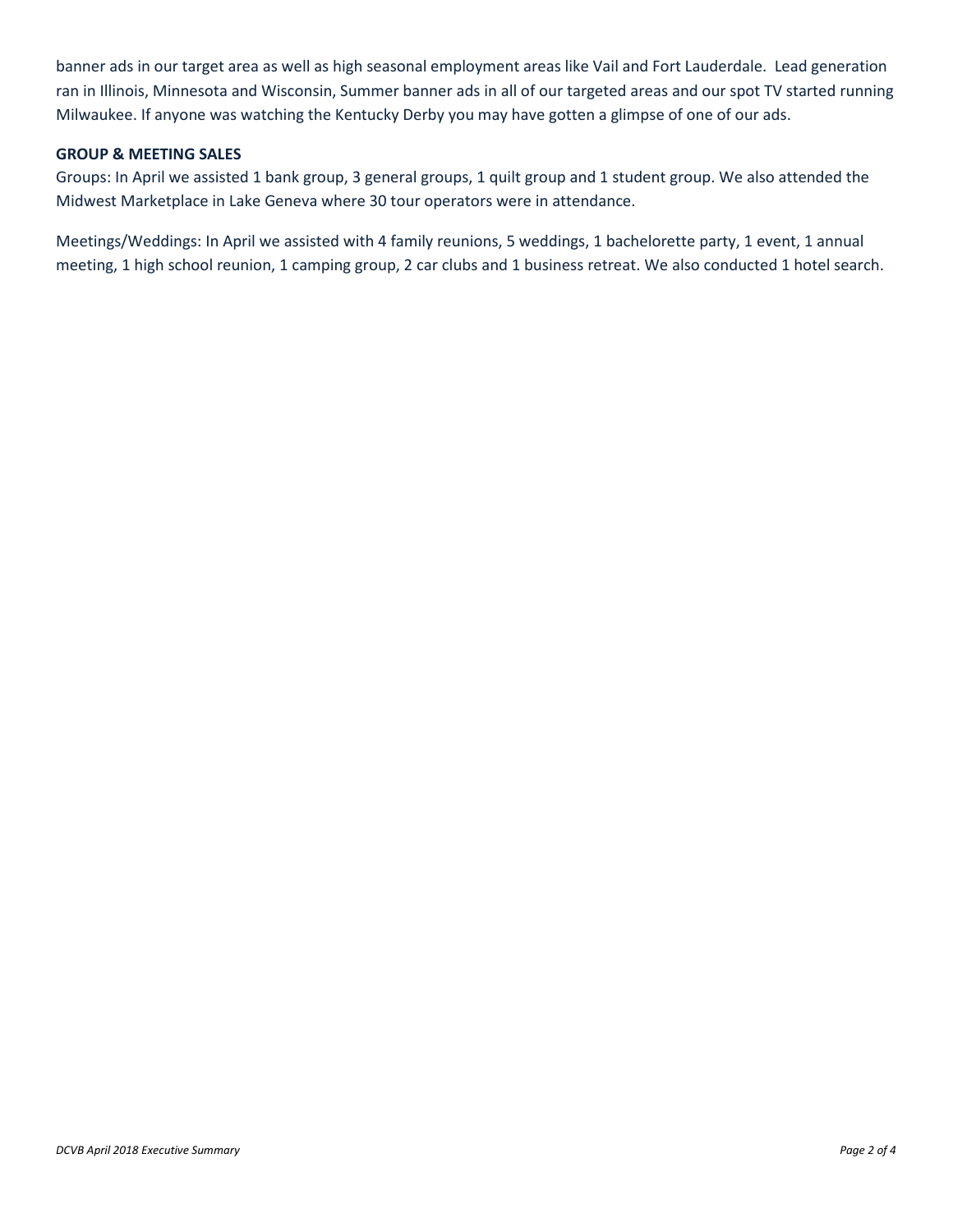banner ads in our target area as well as high seasonal employment areas like Vail and Fort Lauderdale. Lead generation ran in Illinois, Minnesota and Wisconsin, Summer banner ads in all of our targeted areas and our spot TV started running Milwaukee. If anyone was watching the Kentucky Derby you may have gotten a glimpse of one of our ads.

**GROUP & MEETING SALES**

Groups: In April we assisted 1 bank group, 3 general groups, 1 quilt group and 1 student group. We also attended the Midwest Marketplace in Lake Geneva where 30 tour operators were in attendance.

Meetings/Weddings: In April we assisted with 4 family reunions, 5 weddings, 1 bachelorette party, 1 event, 1 annual meeting, 1 high school reunion, 1 camping group, 2 car clubs and 1 business retreat. We also conducted 1 hotel search.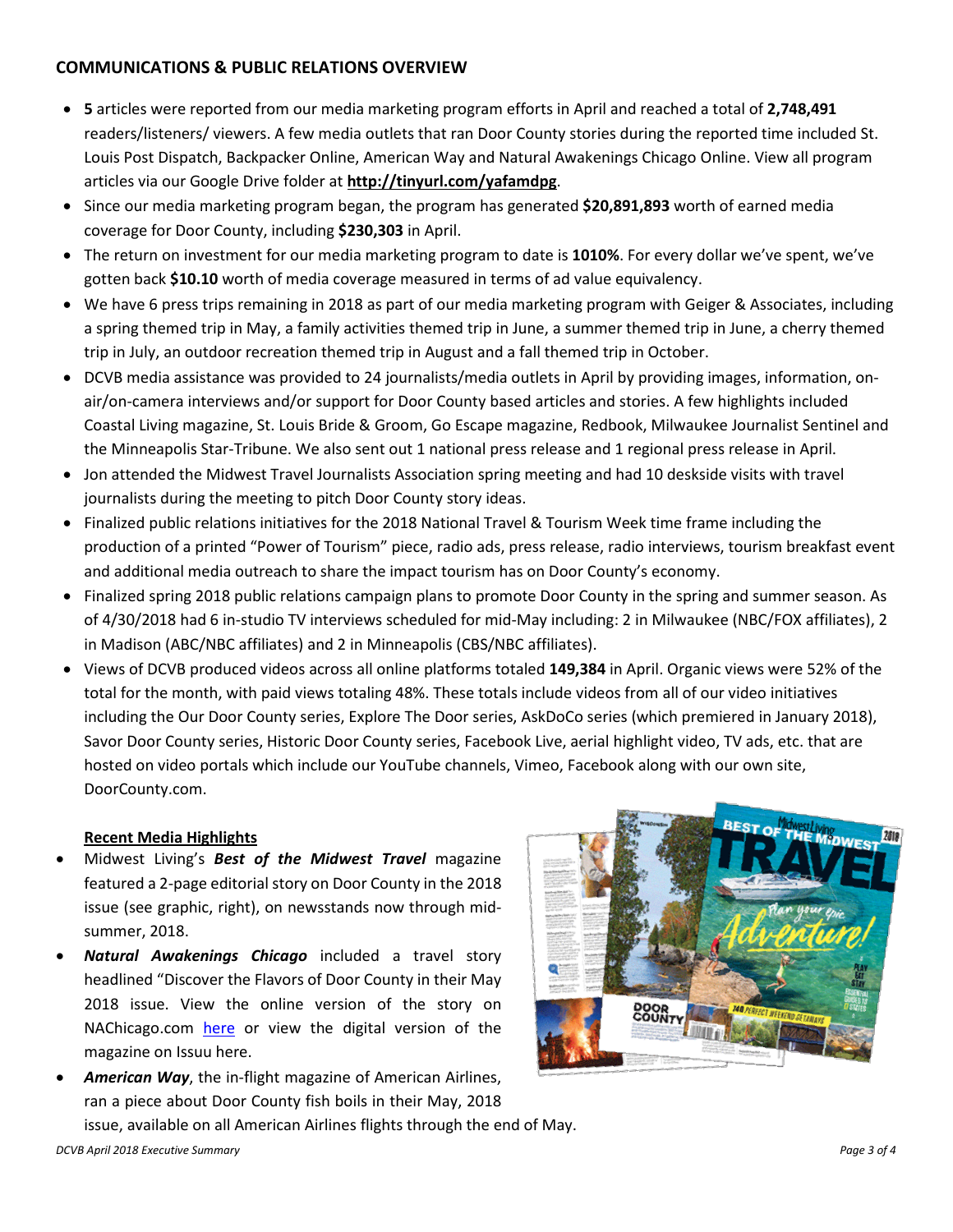## COMMUNICATIONS & PUBLIC RELATIONS OVERVIEW

- **5** articles were reported from our media marketing program efforts in April and reached a total of **2,748,491** readers/listeners/ viewers. A few media outlets that ran Door County stories during the reported time included St. Louis Post Dispatch, Backpacker Online, American Way and Natural Awakenings Chicago Online. View all program articles via our Google Drive folder at **http://tinyurl.com/yafamdpg**.
- Since our media marketing program began, the program has generated **$20,891,893** worth of earned media coverage for Door County, including **$230,303** in April.
- The return on investment for our media marketing program to date is **1010%**. For every dollar we've spent, we've gotten back **$10.10** worth of media coverage measured in terms of ad value equivalency.
- We have 6 press trips remaining in 2018 as part of our media marketing program with Geiger & Associates, including a spring themed trip in May, a family activities themed trip in June, a summer themed trip in June, a cherry themed trip in July, an outdoor recreation themed trip in August and a fall themed trip in October.
- DCVB media assistance was provided to 24 journalists/media outlets in April by providing images, information, on-air/on-camera interviews and/or support for Door County based articles and stories. A few highlights included Coastal Living magazine, St. Louis Bride & Groom, Go Escape magazine, Redbook, Milwaukee Journalist Sentinel and the Minneapolis Star-Tribune. We also sent out 1 national press release and 1 regional press release in April.
- Jon attended the Midwest Travel Journalists Association spring meeting and had 10 deskside visits with travel journalists during the meeting to pitch Door County story ideas.
- Finalized public relations initiatives for the 2018 National Travel & Tourism Week time frame including the production of a printed "Power of Tourism" piece, radio ads, press release, radio interviews, tourism breakfast event and additional media outreach to share the impact tourism has on Door County's economy.
- Finalized spring 2018 public relations campaign plans to promote Door County in the spring and summer season. As of 4/30/2018 had 6 in-studio TV interviews scheduled for mid-May including: 2 in Milwaukee (NBC/FOX affiliates), 2 in Madison (ABC/NBC affiliates) and 2 in Minneapolis (CBS/NBC affiliates).
- Views of DCVB produced videos across all online platforms totaled **149,384** in April. Organic views were 52% of the total for the month, with paid views totaling 48%. These totals include videos from all of our video initiatives including the Our Door County series, Explore The Door series, AskDoCo series (which premiered in January 2018), Savor Door County series, Historic Door County series, Facebook Live, aerial highlight video, TV ads, etc. that are hosted on video portals which include our YouTube channels, Vimeo, Facebook along with our own site, DoorCounty.com.

### Recent Media Highlights

- Midwest Living's ***Best of the Midwest Travel*** magazine featured a 2-page editorial story on Door County in the 2018 issue (see graphic, right), on newsstands now through mid-summer, 2018.
- ***Natural Awakenings Chicago*** included a travel story headlined "Discover the Flavors of Door County in their May 2018 issue. View the online version of the story on NAChicago.com here or view the digital version of the magazine on Issuu here.
- ***American Way***, the in-flight magazine of American Airlines, ran a piece about Door County fish boils in their May, 2018 issue, available on all American Airlines flights through the end of May.